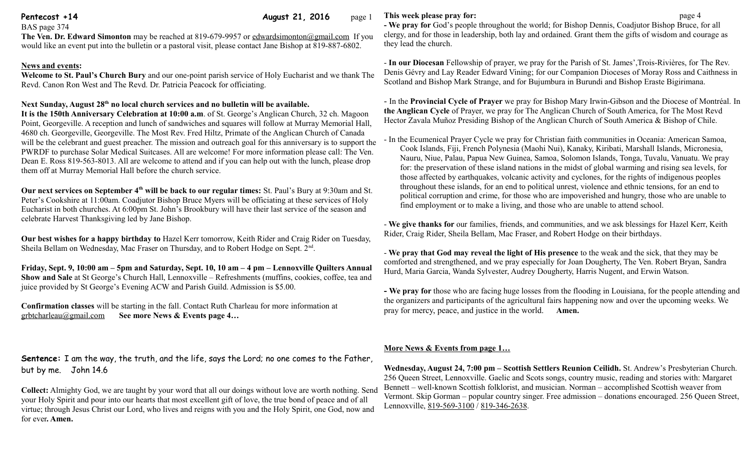**Pentecost +14** **August 21, 2016**

BAS page 374

**The Ven. Dr. Edward Simonton** may be reached at 819-679-9957 or edwardsimonton@gmail.com If you would like an event put into the bulletin or a pastoral visit, please contact Jane Bishop at 819-887-6802.

## News and events:

**Welcome to St. Paul's Church Bury** and our one-point parish service of Holy Eucharist and we thank The Revd. Canon Ron West and The Revd. Dr. Patricia Peacock for officiating.

**Next Sunday, August 28th no local church services and no bulletin will be available.**

**It is the 150th Anniversary Celebration at 10:00 a.m**. of St. George's Anglican Church, 32 ch. Magoon Point, Georgeville. A reception and lunch of sandwiches and squares will follow at Murray Memorial Hall, 4680 ch. Georgeville, Georgeville. The Most Rev. Fred Hiltz, Primate of the Anglican Church of Canada will be the celebrant and guest preacher. The mission and outreach goal for this anniversary is to support the PWRDF to purchase Solar Medical Suitcases. All are welcome! For more information please call: The Ven. Dean E. Ross 819-563-8013. All are welcome to attend and if you can help out with the lunch, please drop them off at Murray Memorial Hall before the church service.

**Our next services on September 4th will be back to our regular times:** St. Paul's Bury at 9:30am and St. Peter's Cookshire at 11:00am. Coadjutor Bishop Bruce Myers will be officiating at these services of Holy Eucharist in both churches. At 6:00pm St. John's Brookbury will have their last service of the season and celebrate Harvest Thanksgiving led by Jane Bishop.

**Our best wishes for a happy birthday to** Hazel Kerr tomorrow, Keith Rider and Craig Rider on Tuesday, Sheila Bellam on Wednesday, Mac Fraser on Thursday, and to Robert Hodge on Sept. 2nd.

**Friday, Sept. 9, 10:00 am – 5pm and Saturday, Sept. 10, 10 am – 4 pm – Lennoxville Quilters Annual Show and Sale** at St George's Church Hall, Lennoxville – Refreshments (muffins, cookies, coffee, tea and juice provided by St George's Evening ACW and Parish Guild. Admission is $5.00.

**Confirmation classes** will be starting in the fall. Contact Ruth Charleau for more information at grbtcharleau@gmail.com **See more News & Events page 4…**

**Sentence:** I am the way, the truth, and the life, says the Lord; no one comes to the Father, but by me. John 14.6

**Collect:** Almighty God, we are taught by your word that all our doings without love are worth nothing. Send your Holy Spirit and pour into our hearts that most excellent gift of love, the true bond of peace and of all virtue; through Jesus Christ our Lord, who lives and reigns with you and the Holy Spirit, one God, now and for ever**. Amen.**

## This week please pray for:

**- We pray for** God's people throughout the world; for Bishop Dennis, Coadjutor Bishop Bruce, for all clergy, and for those in leadership, both lay and ordained. Grant them the gifts of wisdom and courage as they lead the church.

- **In our Diocesan** Fellowship of prayer, we pray for the Parish of St. James',Trois-Rivières, for The Rev. Denis Gévry and Lay Reader Edward Vining; for our Companion Dioceses of Moray Ross and Caithness in Scotland and Bishop Mark Strange, and for Bujumbura in Burundi and Bishop Eraste Bigirimana.

- In the **Provincial Cycle of Prayer** we pray for Bishop Mary Irwin-Gibson and the Diocese of Montréal. In **the Anglican Cycle** of Prayer, we pray for The Anglican Church of South America, for The Most Revd Hector Zavala Muñoz Presiding Bishop of the Anglican Church of South America & Bishop of Chile.

- In the Ecumenical Prayer Cycle we pray for Christian faith communities in Oceania: American Samoa, Cook Islands, Fiji, French Polynesia (Maohi Nui), Kanaky, Kiribati, Marshall Islands, Micronesia, Nauru, Niue, Palau, Papua New Guinea, Samoa, Solomon Islands, Tonga, Tuvalu, Vanuatu. We pray for: the preservation of these island nations in the midst of global warming and rising sea levels, for those affected by earthquakes, volcanic activity and cyclones, for the rights of indigenous peoples throughout these islands, for an end to political unrest, violence and ethnic tensions, for an end to political corruption and crime, for those who are impoverished and hungry, those who are unable to find employment or to make a living, and those who are unable to attend school.

- **We give thanks for** our families, friends, and communities, and we ask blessings for Hazel Kerr, Keith Rider, Craig Rider, Sheila Bellam, Mac Fraser, and Robert Hodge on their birthdays.

- **We pray that God may reveal the light of His presence** to the weak and the sick, that they may be comforted and strengthened, and we pray especially for Joan Dougherty, The Ven. Robert Bryan, Sandra Hurd, Maria Garcia, Wanda Sylvester, Audrey Dougherty, Harris Nugent, and Erwin Watson.

**- We pray for** those who are facing huge losses from the flooding in Louisiana, for the people attending and the organizers and participants of the agricultural fairs happening now and over the upcoming weeks. We pray for mercy, peace, and justice in the world. **Amen.**

## More News & Events from page 1…

**Wednesday, August 24, 7:00 pm – Scottish Settlers Reunion Ceilidh.** St. Andrew's Presbyterian Church. 256 Queen Street, Lennoxville. Gaelic and Scots songs, country music, reading and stories with: Margaret Bennett – well-known Scottish folklorist, and musician. Norman – accomplished Scottish weaver from Vermont. Skip Gorman – popular country singer. Free admission – donations encouraged. 256 Queen Street, Lennoxville, 819-569-3100 / 819-346-2638.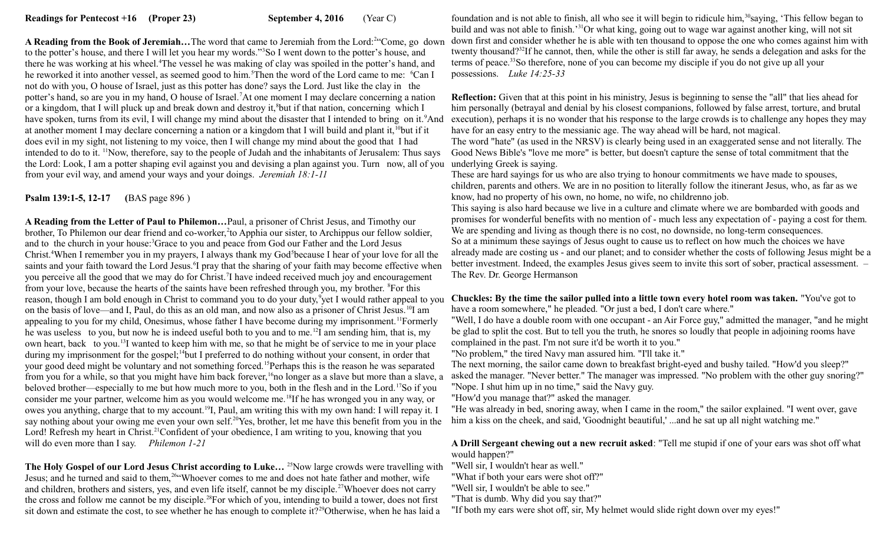**Readings for Pentecost +16 (Proper 23) September 4, 2016 (Year C)**

**A Reading from the Book of Jeremiah…**The word that came to Jeremiah from the Lord:[2]"Come, go down to the potter's house, and there I will let you hear my words."[3]So I went down to the potter's house, and there he was working at his wheel.[4]The vessel he was making of clay was spoiled in the potter's hand, and he reworked it into another vessel, as seemed good to him.[5]Then the word of the Lord came to me: [6]Can I not do with you, O house of Israel, just as this potter has done? says the Lord. Just like the clay in the potter's hand, so are you in my hand, O house of Israel.[7]At one moment I may declare concerning a nation or a kingdom, that I will pluck up and break down and destroy it,[8]but if that nation, concerning which I have spoken, turns from its evil, I will change my mind about the disaster that I intended to bring on it.[9]And at another moment I may declare concerning a nation or a kingdom that I will build and plant it,[10]but if it does evil in my sight, not listening to my voice, then I will change my mind about the good that I had intended to do to it. [11]Now, therefore, say to the people of Judah and the inhabitants of Jerusalem: Thus says the Lord: Look, I am a potter shaping evil against you and devising a plan against you. Turn now, all of you from your evil way, and amend your ways and your doings. *Jeremiah 18:1-11*

**Psalm 139:1-5, 12-17 (**BAS page 896 )

**A Reading from the Letter of Paul to Philemon…**Paul, a prisoner of Christ Jesus, and Timothy our brother, To Philemon our dear friend and co-worker,[2]to Apphia our sister, to Archippus our fellow soldier, and to the church in your house:[3]Grace to you and peace from God our Father and the Lord Jesus Christ.[4]When I remember you in my prayers, I always thank my God[5]because I hear of your love for all the saints and your faith toward the Lord Jesus.[6]I pray that the sharing of your faith may become effective when you perceive all the good that we may do for Christ.[7]I have indeed received much joy and encouragement from your love, because the hearts of the saints have been refreshed through you, my brother. [8]For this reason, though I am bold enough in Christ to command you to do your duty,[9]yet I would rather appeal to you on the basis of love—and I, Paul, do this as an old man, and now also as a prisoner of Christ Jesus.[10]I am appealing to you for my child, Onesimus, whose father I have become during my imprisonment.[11]Formerly he was useless to you, but now he is indeed useful both to you and to me.[12]I am sending him, that is, my own heart, back to you.[13]I wanted to keep him with me, so that he might be of service to me in your place during my imprisonment for the gospel;[14]but I preferred to do nothing without your consent, in order that your good deed might be voluntary and not something forced.[15]Perhaps this is the reason he was separated from you for a while, so that you might have him back forever,[16]no longer as a slave but more than a slave, a beloved brother—especially to me but how much more to you, both in the flesh and in the Lord.[17]So if you consider me your partner, welcome him as you would welcome me.[18]If he has wronged you in any way, or owes you anything, charge that to my account.[19]I, Paul, am writing this with my own hand: I will repay it. I say nothing about your owing me even your own self.[20]Yes, brother, let me have this benefit from you in the Lord! Refresh my heart in Christ.[21]Confident of your obedience, I am writing to you, knowing that you will do even more than I say. *Philemon 1-21*

**The Holy Gospel of our Lord Jesus Christ according to Luke…** [25]Now large crowds were travelling with Jesus; and he turned and said to them,[26]"Whoever comes to me and does not hate father and mother, wife and children, brothers and sisters, yes, and even life itself, cannot be my disciple.[27]Whoever does not carry the cross and follow me cannot be my disciple.[28]For which of you, intending to build a tower, does not first sit down and estimate the cost, to see whether he has enough to complete it?[29]Otherwise, when he has laid a foundation and is not able to finish, all who see it will begin to ridicule him,[30]saying, 'This fellow began to build and was not able to finish.'[31]Or what king, going out to wage war against another king, will not sit down first and consider whether he is able with ten thousand to oppose the one who comes against him with twenty thousand?[32]If he cannot, then, while the other is still far away, he sends a delegation and asks for the terms of peace.[33]So therefore, none of you can become my disciple if you do not give up all your possessions. *Luke 14:25-33*

**Reflection:** Given that at this point in his ministry, Jesus is beginning to sense the "all" that lies ahead for him personally (betrayal and denial by his closest companions, followed by false arrest, torture, and brutal execution), perhaps it is no wonder that his response to the large crowds is to challenge any hopes they may have for an easy entry to the messianic age. The way ahead will be hard, not magical.

The word "hate" (as used in the NRSV) is clearly being used in an exaggerated sense and not literally. The Good News Bible's "love me more" is better, but doesn't capture the sense of total commitment that the underlying Greek is saying.

These are hard sayings for us who are also trying to honour commitments we have made to spouses, children, parents and others. We are in no position to literally follow the itinerant Jesus, who, as far as we know, had no property of his own, no home, no wife, no childrenno job.

This saying is also hard because we live in a culture and climate where we are bombarded with goods and promises for wonderful benefits with no mention of - much less any expectation of - paying a cost for them. We are spending and living as though there is no cost, no downside, no long-term consequences.

So at a minimum these sayings of Jesus ought to cause us to reflect on how much the choices we have already made are costing us - and our planet; and to consider whether the costs of following Jesus might be a better investment. Indeed, the examples Jesus gives seem to invite this sort of sober, practical assessment. – The Rev. Dr. George Hermanson

**Chuckles: By the time the sailor pulled into a little town every hotel room was taken.** "You've got to have a room somewhere," he pleaded. "Or just a bed, I don't care where."

"Well, I do have a double room with one occupant - an Air Force guy," admitted the manager, "and he might be glad to split the cost. But to tell you the truth, he snores so loudly that people in adjoining rooms have complained in the past. I'm not sure it'd be worth it to you."

"No problem," the tired Navy man assured him. "I'll take it."

The next morning, the sailor came down to breakfast bright-eyed and bushy tailed. "How'd you sleep?" asked the manager. "Never better." The manager was impressed. "No problem with the other guy snoring?"

"Nope. I shut him up in no time," said the Navy guy.

"How'd you manage that?" asked the manager.

"He was already in bed, snoring away, when I came in the room," the sailor explained. "I went over, gave him a kiss on the cheek, and said, 'Goodnight beautiful,' ...and he sat up all night watching me."

**A Drill Sergeant chewing out a new recruit asked**: "Tell me stupid if one of your ears was shot off what would happen?"

"Well sir, I wouldn't hear as well."

"What if both your ears were shot off?"

"Well sir, I wouldn't be able to see."

"That is dumb. Why did you say that?"

"If both my ears were shot off, sir, My helmet would slide right down over my eyes!"